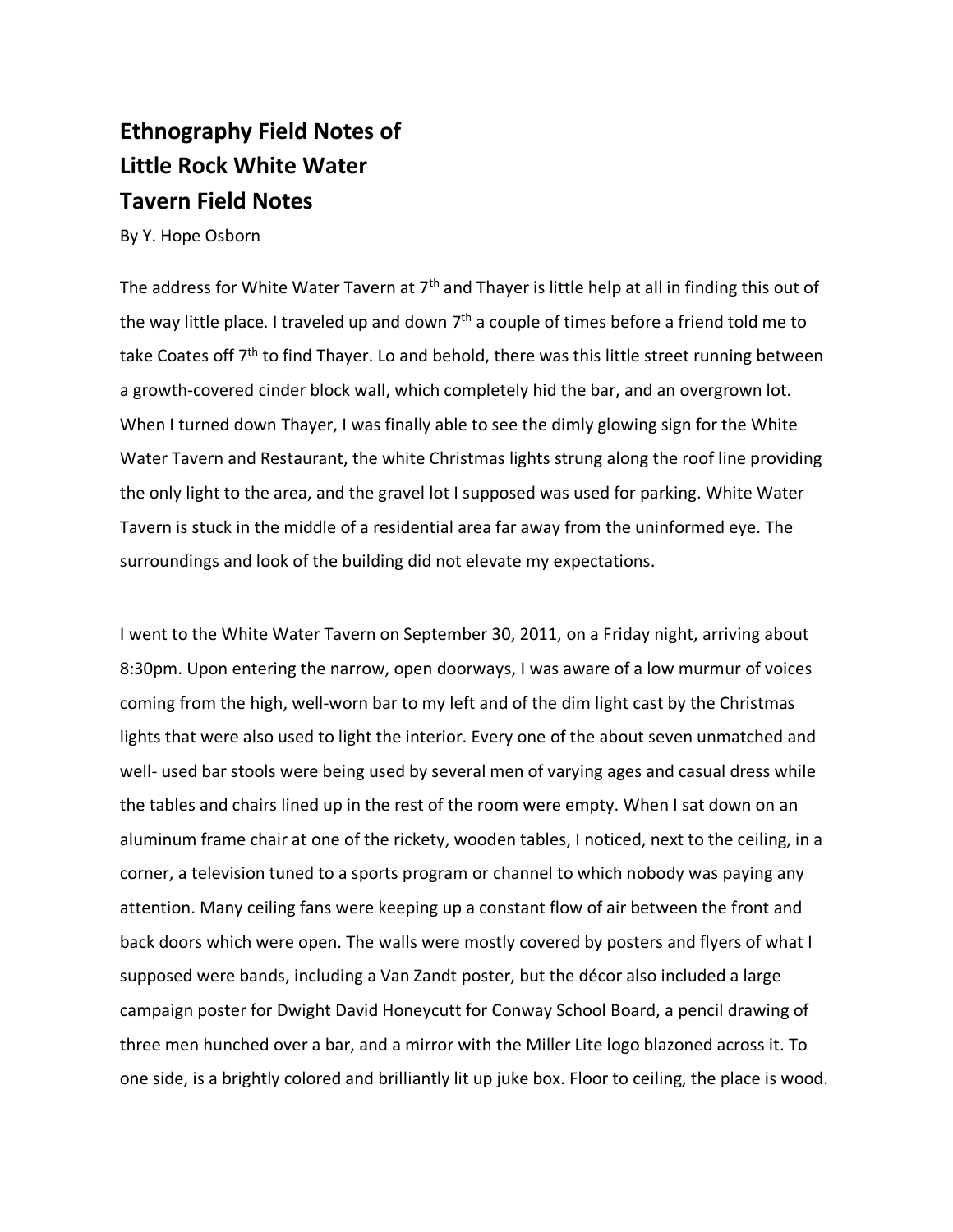# Ethnography Field Notes of Little Rock White Water Tavern Field Notes

By Y. Hope Osborn

The address for White Water Tavern at 7th and Thayer is little help at all in finding this out of the way little place. I traveled up and down 7th a couple of times before a friend told me to take Coates off 7th to find Thayer. Lo and behold, there was this little street running between a growth-covered cinder block wall, which completely hid the bar, and an overgrown lot. When I turned down Thayer, I was finally able to see the dimly glowing sign for the White Water Tavern and Restaurant, the white Christmas lights strung along the roof line providing the only light to the area, and the gravel lot I supposed was used for parking. White Water Tavern is stuck in the middle of a residential area far away from the uninformed eye. The surroundings and look of the building did not elevate my expectations.

I went to the White Water Tavern on September 30, 2011, on a Friday night, arriving about 8:30pm. Upon entering the narrow, open doorways, I was aware of a low murmur of voices coming from the high, well-worn bar to my left and of the dim light cast by the Christmas lights that were also used to light the interior. Every one of the about seven unmatched and well- used bar stools were being used by several men of varying ages and casual dress while the tables and chairs lined up in the rest of the room were empty. When I sat down on an aluminum frame chair at one of the rickety, wooden tables, I noticed, next to the ceiling, in a corner, a television tuned to a sports program or channel to which nobody was paying any attention. Many ceiling fans were keeping up a constant flow of air between the front and back doors which were open. The walls were mostly covered by posters and flyers of what I supposed were bands, including a Van Zandt poster, but the décor also included a large campaign poster for Dwight David Honeycutt for Conway School Board, a pencil drawing of three men hunched over a bar, and a mirror with the Miller Lite logo blazoned across it. To one side, is a brightly colored and brilliantly lit up juke box. Floor to ceiling, the place is wood.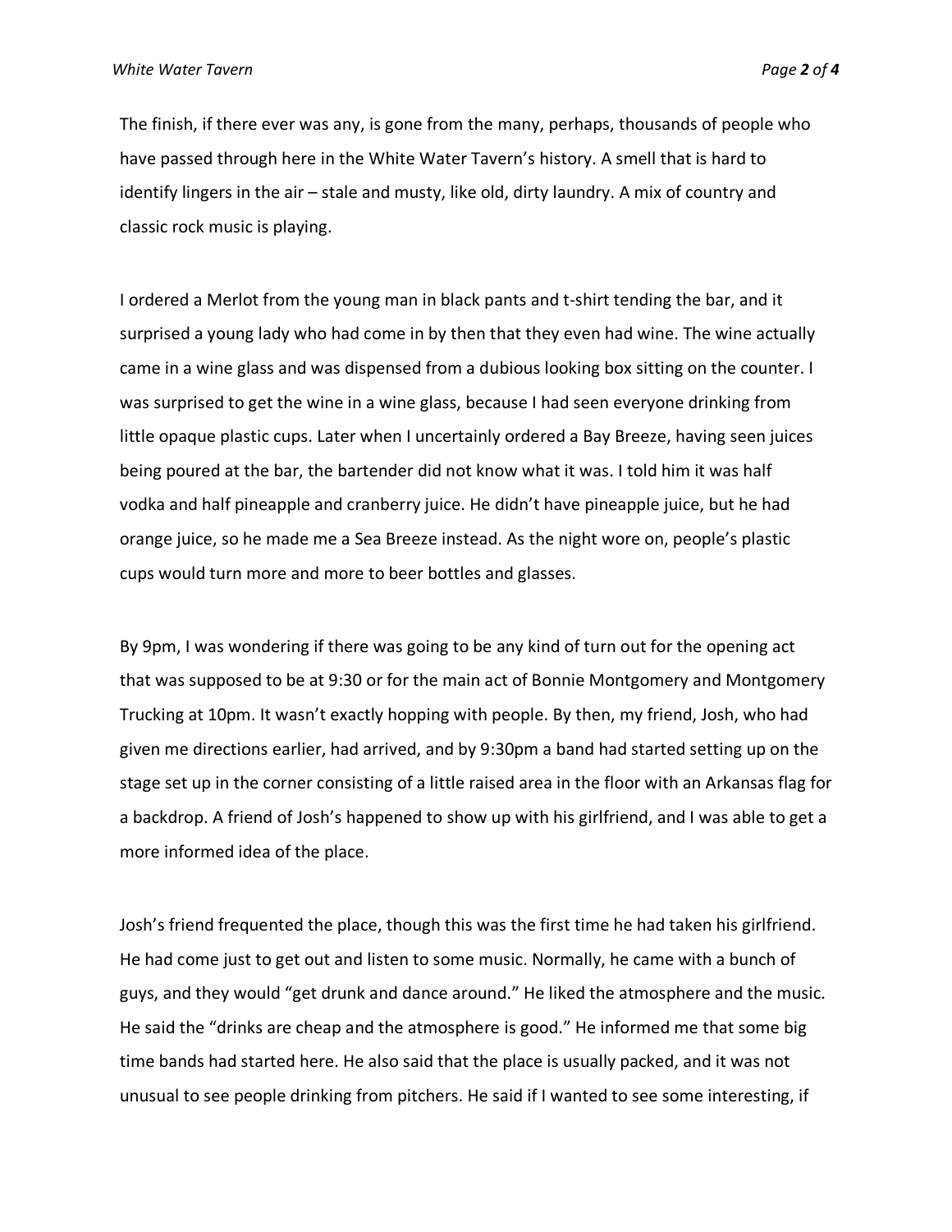The finish, if there ever was any, is gone from the many, perhaps, thousands of people who have passed through here in the White Water Tavern's history. A smell that is hard to identify lingers in the air – stale and musty, like old, dirty laundry. A mix of country and classic rock music is playing.

I ordered a Merlot from the young man in black pants and t-shirt tending the bar, and it surprised a young lady who had come in by then that they even had wine. The wine actually came in a wine glass and was dispensed from a dubious looking box sitting on the counter. I was surprised to get the wine in a wine glass, because I had seen everyone drinking from little opaque plastic cups. Later when I uncertainly ordered a Bay Breeze, having seen juices being poured at the bar, the bartender did not know what it was. I told him it was half vodka and half pineapple and cranberry juice. He didn't have pineapple juice, but he had orange juice, so he made me a Sea Breeze instead. As the night wore on, people's plastic cups would turn more and more to beer bottles and glasses.

By 9pm, I was wondering if there was going to be any kind of turn out for the opening act that was supposed to be at 9:30 or for the main act of Bonnie Montgomery and Montgomery Trucking at 10pm. It wasn't exactly hopping with people. By then, my friend, Josh, who had given me directions earlier, had arrived, and by 9:30pm a band had started setting up on the stage set up in the corner consisting of a little raised area in the floor with an Arkansas flag for a backdrop. A friend of Josh's happened to show up with his girlfriend, and I was able to get a more informed idea of the place.

Josh's friend frequented the place, though this was the first time he had taken his girlfriend. He had come just to get out and listen to some music. Normally, he came with a bunch of guys, and they would "get drunk and dance around." He liked the atmosphere and the music. He said the "drinks are cheap and the atmosphere is good." He informed me that some big time bands had started here. He also said that the place is usually packed, and it was not unusual to see people drinking from pitchers. He said if I wanted to see some interesting, if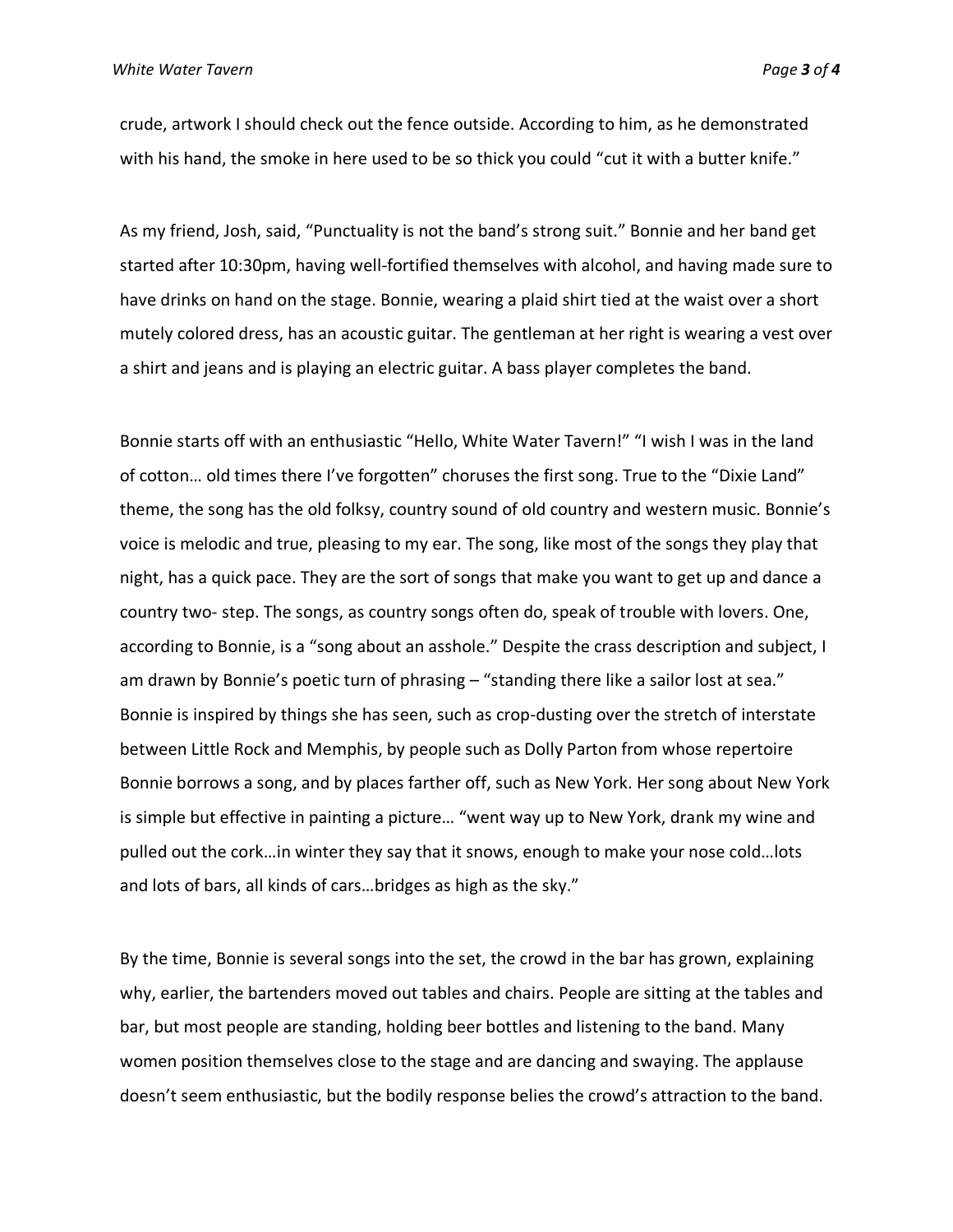crude, artwork I should check out the fence outside. According to him, as he demonstrated with his hand, the smoke in here used to be so thick you could "cut it with a butter knife."

As my friend, Josh, said, "Punctuality is not the band's strong suit." Bonnie and her band get started after 10:30pm, having well-fortified themselves with alcohol, and having made sure to have drinks on hand on the stage. Bonnie, wearing a plaid shirt tied at the waist over a short mutely colored dress, has an acoustic guitar. The gentleman at her right is wearing a vest over a shirt and jeans and is playing an electric guitar. A bass player completes the band.

Bonnie starts off with an enthusiastic "Hello, White Water Tavern!" "I wish I was in the land of cotton… old times there I've forgotten" choruses the first song. True to the "Dixie Land" theme, the song has the old folksy, country sound of old country and western music. Bonnie's voice is melodic and true, pleasing to my ear. The song, like most of the songs they play that night, has a quick pace. They are the sort of songs that make you want to get up and dance a country two- step. The songs, as country songs often do, speak of trouble with lovers. One, according to Bonnie, is a "song about an asshole." Despite the crass description and subject, I am drawn by Bonnie's poetic turn of phrasing – "standing there like a sailor lost at sea." Bonnie is inspired by things she has seen, such as crop-dusting over the stretch of interstate between Little Rock and Memphis, by people such as Dolly Parton from whose repertoire Bonnie borrows a song, and by places farther off, such as New York. Her song about New York is simple but effective in painting a picture… "went way up to New York, drank my wine and pulled out the cork…in winter they say that it snows, enough to make your nose cold…lots and lots of bars, all kinds of cars…bridges as high as the sky."

By the time, Bonnie is several songs into the set, the crowd in the bar has grown, explaining why, earlier, the bartenders moved out tables and chairs. People are sitting at the tables and bar, but most people are standing, holding beer bottles and listening to the band. Many women position themselves close to the stage and are dancing and swaying. The applause doesn't seem enthusiastic, but the bodily response belies the crowd's attraction to the band.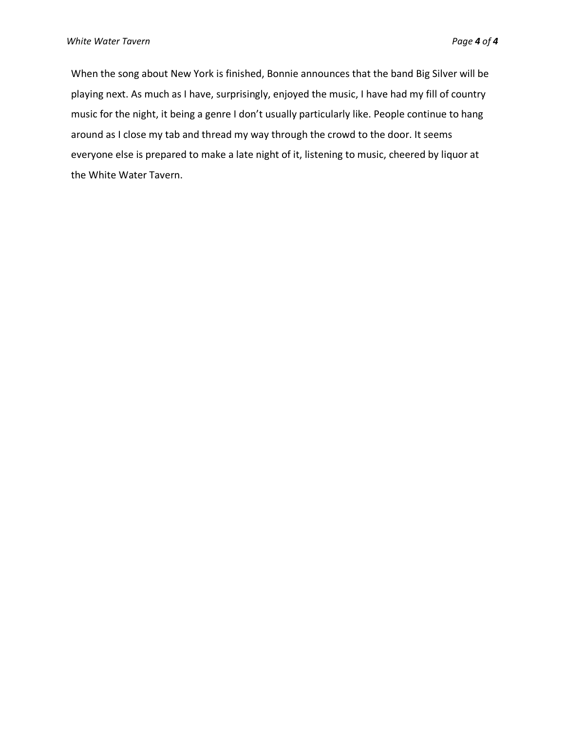When the song about New York is finished, Bonnie announces that the band Big Silver will be playing next. As much as I have, surprisingly, enjoyed the music, I have had my fill of country music for the night, it being a genre I don't usually particularly like. People continue to hang around as I close my tab and thread my way through the crowd to the door. It seems everyone else is prepared to make a late night of it, listening to music, cheered by liquor at the White Water Tavern.